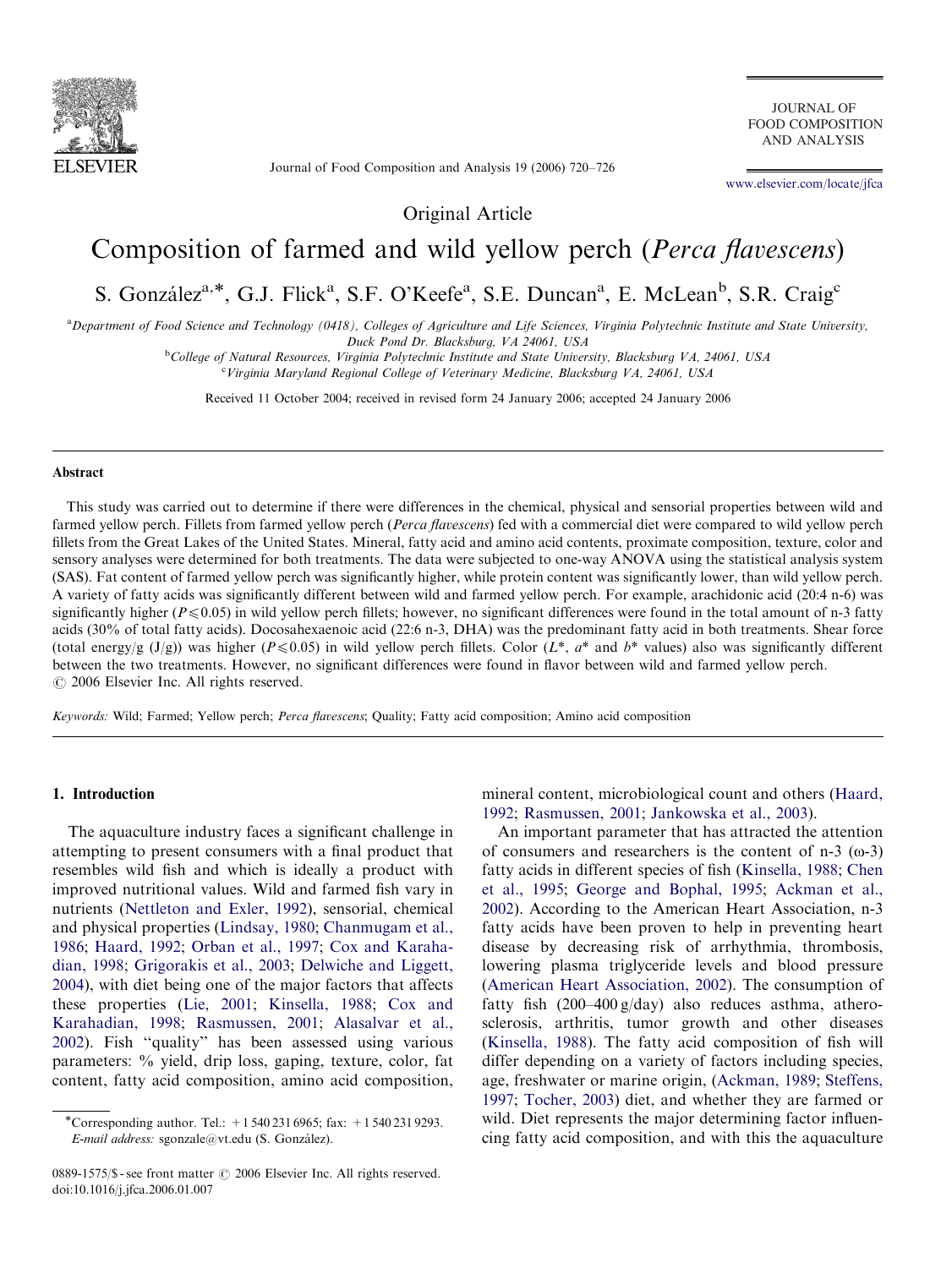Original Article

# Composition of farmed and wild yellow perch (*Perca flavescens*)

S. González[a,*], G.J. Flick[a], S.F. O'Keefe[a], S.E. Duncan[a], E. McLean[b], S.R. Craig[c]

[a]Department of Food Science and Technology (0418), Colleges of Agriculture and Life Sciences, Virginia Polytechnic Institute and State University, Duck Pond Dr. Blacksburg, VA 24061, USA

[b]College of Natural Resources, Virginia Polytechnic Institute and State University, Blacksburg VA, 24061, USA

[c]Virginia Maryland Regional College of Veterinary Medicine, Blacksburg VA, 24061, USA

Received 11 October 2004; received in revised form 24 January 2006; accepted 24 January 2006

## Abstract

This study was carried out to determine if there were differences in the chemical, physical and sensorial properties between wild and farmed yellow perch. Fillets from farmed yellow perch (*Perca flavescens*) fed with a commercial diet were compared to wild yellow perch fillets from the Great Lakes of the United States. Mineral, fatty acid and amino acid contents, proximate composition, texture, color and sensory analyses were determined for both treatments. The data were subjected to one-way ANOVA using the statistical analysis system (SAS). Fat content of farmed yellow perch was significantly higher, while protein content was significantly lower, than wild yellow perch. A variety of fatty acids was significantly different between wild and farmed yellow perch. For example, arachidonic acid (20:4 n-6) was significantly higher ($P \leqslant 0.05$) in wild yellow perch fillets; however, no significant differences were found in the total amount of n-3 fatty acids (30% of total fatty acids). Docosahexaenoic acid (22:6 n-3, DHA) was the predominant fatty acid in both treatments. Shear force (total energy/g (J/g)) was higher ($P \leqslant 0.05$) in wild yellow perch fillets. Color ($L^*$, $a^*$ and $b^*$ values) also was significantly different between the two treatments. However, no significant differences were found in flavor between wild and farmed yellow perch.

© 2006 Elsevier Inc. All rights reserved.

*Keywords:* Wild; Farmed; Yellow perch; *Perca flavescens*; Quality; Fatty acid composition; Amino acid composition

## 1. Introduction

The aquaculture industry faces a significant challenge in attempting to present consumers with a final product that resembles wild fish and which is ideally a product with improved nutritional values. Wild and farmed fish vary in nutrients (Nettleton and Exler, 1992), sensorial, chemical and physical properties (Lindsay, 1980; Chanmugam et al., 1986; Haard, 1992; Orban et al., 1997; Cox and Karahadian, 1998; Grigorakis et al., 2003; Delwiche and Liggett, 2004), with diet being one of the major factors that affects these properties (Lie, 2001; Kinsella, 1988; Cox and Karahadian, 1998; Rasmussen, 2001; Alasalvar et al., 2002). Fish "quality" has been assessed using various parameters: % yield, drip loss, gaping, texture, color, fat content, fatty acid composition, amino acid composition, mineral content, microbiological count and others (Haard, 1992; Rasmussen, 2001; Jankowska et al., 2003).

An important parameter that has attracted the attention of consumers and researchers is the content of n-3 (ω-3) fatty acids in different species of fish (Kinsella, 1988; Chen et al., 1995; George and Bophal, 1995; Ackman et al., 2002). According to the American Heart Association, n-3 fatty acids have been proven to help in preventing heart disease by decreasing risk of arrhythmia, thrombosis, lowering plasma triglyceride levels and blood pressure (American Heart Association, 2002). The consumption of fatty fish (200–400 g/day) also reduces asthma, atherosclerosis, arthritis, tumor growth and other diseases (Kinsella, 1988). The fatty acid composition of fish will differ depending on a variety of factors including species, age, freshwater or marine origin, (Ackman, 1989; Steffens, 1997; Tocher, 2003) diet, and whether they are farmed or wild. Diet represents the major determining factor influencing fatty acid composition, and with this the aquaculture

*Corresponding author. Tel.: +1 540 231 6965; fax: +1 540 231 9293. *E-mail address:* sgonzale@vt.edu (S. González).

0889-1575/$ - see front matter © 2006 Elsevier Inc. All rights reserved.
doi:10.1016/j.jfca.2006.01.007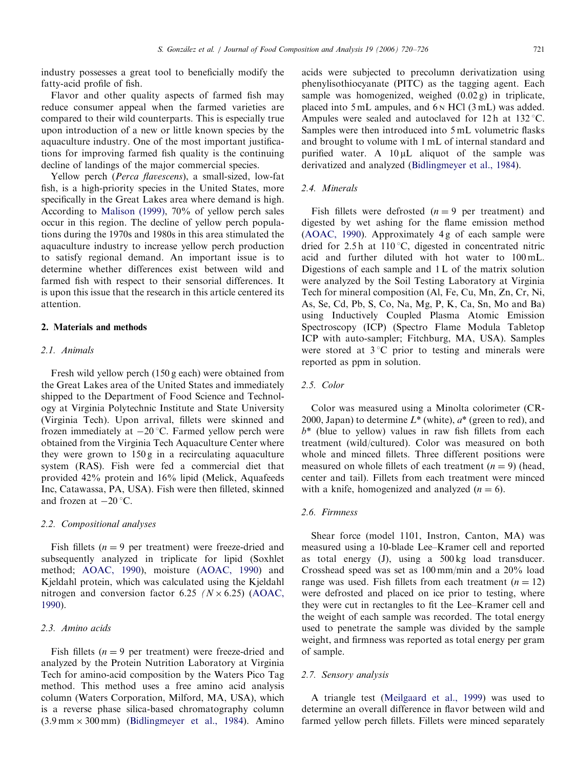industry possesses a great tool to beneficially modify the fatty-acid profile of fish.

Flavor and other quality aspects of farmed fish may reduce consumer appeal when the farmed varieties are compared to their wild counterparts. This is especially true upon introduction of a new or little known species by the aquaculture industry. One of the most important justifications for improving farmed fish quality is the continuing decline of landings of the major commercial species.

Yellow perch (*Perca flavescens*), a small-sized, low-fat fish, is a high-priority species in the United States, more specifically in the Great Lakes area where demand is high. According to Malison (1999), 70% of yellow perch sales occur in this region. The decline of yellow perch populations during the 1970s and 1980s in this area stimulated the aquaculture industry to increase yellow perch production to satisfy regional demand. An important issue is to determine whether differences exist between wild and farmed fish with respect to their sensorial differences. It is upon this issue that the research in this article centered its attention.

## 2. Materials and methods

### 2.1. Animals

Fresh wild yellow perch (150 g each) were obtained from the Great Lakes area of the United States and immediately shipped to the Department of Food Science and Technology at Virginia Polytechnic Institute and State University (Virginia Tech). Upon arrival, fillets were skinned and frozen immediately at −20 °C. Farmed yellow perch were obtained from the Virginia Tech Aquaculture Center where they were grown to 150 g in a recirculating aquaculture system (RAS). Fish were fed a commercial diet that provided 42% protein and 16% lipid (Melick, Aquafeeds Inc, Catawassa, PA, USA). Fish were then filleted, skinned and frozen at −20 °C.

### 2.2. Compositional analyses

Fish fillets ($n = 9$ per treatment) were freeze-dried and subsequently analyzed in triplicate for lipid (Soxhlet method; AOAC, 1990), moisture (AOAC, 1990) and Kjeldahl protein, which was calculated using the Kjeldahl nitrogen and conversion factor 6.25 ($N \times 6.25$) (AOAC, 1990).

### 2.3. Amino acids

Fish fillets ($n = 9$ per treatment) were freeze-dried and analyzed by the Protein Nutrition Laboratory at Virginia Tech for amino-acid composition by the Waters Pico Tag method. This method uses a free amino acid analysis column (Waters Corporation, Milford, MA, USA), which is a reverse phase silica-based chromatography column (3.9 mm × 300 mm) (Bidlingmeyer et al., 1984). Amino acids were subjected to precolumn derivatization using phenylisothiocyanate (PITC) as the tagging agent. Each sample was homogenized, weighed (0.02 g) in triplicate, placed into 5 mL ampules, and 6 N HCl (3 mL) was added. Ampules were sealed and autoclaved for 12 h at 132 °C. Samples were then introduced into 5 mL volumetric flasks and brought to volume with 1 mL of internal standard and purified water. A 10 μL aliquot of the sample was derivatized and analyzed (Bidlingmeyer et al., 1984).

### 2.4. Minerals

Fish fillets were defrosted ($n = 9$ per treatment) and digested by wet ashing for the flame emission method (AOAC, 1990). Approximately 4 g of each sample were dried for 2.5 h at 110 °C, digested in concentrated nitric acid and further diluted with hot water to 100 mL. Digestions of each sample and 1 L of the matrix solution were analyzed by the Soil Testing Laboratory at Virginia Tech for mineral composition (Al, Fe, Cu, Mn, Zn, Cr, Ni, As, Se, Cd, Pb, S, Co, Na, Mg, P, K, Ca, Sn, Mo and Ba) using Inductively Coupled Plasma Atomic Emission Spectroscopy (ICP) (Spectro Flame Modula Tabletop ICP with auto-sampler; Fitchburg, MA, USA). Samples were stored at 3 °C prior to testing and minerals were reported as ppm in solution.

### 2.5. Color

Color was measured using a Minolta colorimeter (CR-2000, Japan) to determine $L^*$ (white), $a^*$ (green to red), and $b^*$ (blue to yellow) values in raw fish fillets from each treatment (wild/cultured). Color was measured on both whole and minced fillets. Three different positions were measured on whole fillets of each treatment ($n = 9$) (head, center and tail). Fillets from each treatment were minced with a knife, homogenized and analyzed ($n = 6$).

### 2.6. Firmness

Shear force (model 1101, Instron, Canton, MA) was measured using a 10-blade Lee–Kramer cell and reported as total energy (J), using a 500 kg load transducer. Crosshead speed was set as 100 mm/min and a 20% load range was used. Fish fillets from each treatment ($n = 12$) were defrosted and placed on ice prior to testing, where they were cut in rectangles to fit the Lee–Kramer cell and the weight of each sample was recorded. The total energy used to penetrate the sample was divided by the sample weight, and firmness was reported as total energy per gram of sample.

### 2.7. Sensory analysis

A triangle test (Meilgaard et al., 1999) was used to determine an overall difference in flavor between wild and farmed yellow perch fillets. Fillets were minced separately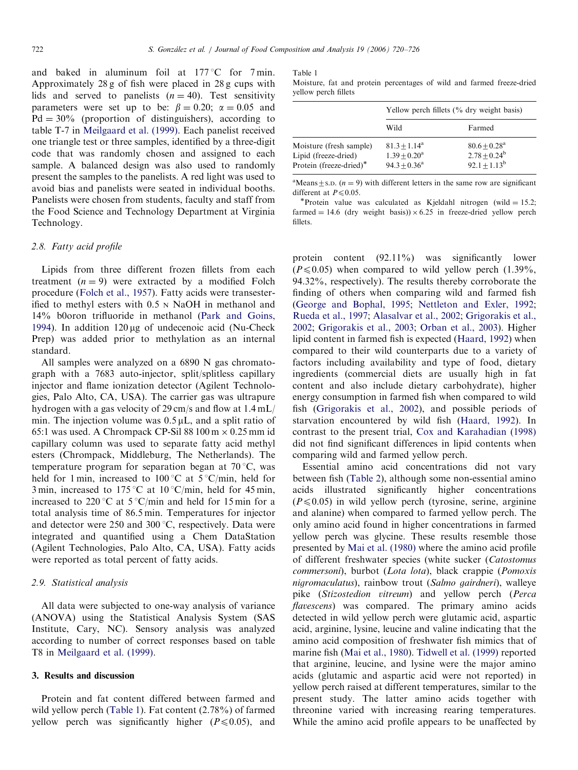and baked in aluminum foil at 177 °C for 7 min. Approximately 28 g of fish were placed in 28 g cups with lids and served to panelists ($n = 40$). Test sensitivity parameters were set up to be: $\beta = 0.20$; $\alpha = 0.05$ and Pd = 30% (proportion of distinguishers), according to table T-7 in Meilgaard et al. (1999). Each panelist received one triangle test or three samples, identified by a three-digit code that was randomly chosen and assigned to each sample. A balanced design was also used to randomly present the samples to the panelists. A red light was used to avoid bias and panelists were seated in individual booths. Panelists were chosen from students, faculty and staff from the Food Science and Technology Department at Virginia Technology.

### 2.8. Fatty acid profile

Lipids from three different frozen fillets from each treatment ($n = 9$) were extracted by a modified Folch procedure (Folch et al., 1957). Fatty acids were transesterified to methyl esters with 0.5 N NaOH in methanol and 14% b0oron trifluoride in methanol (Park and Goins, 1994). In addition 120 μg of undecenoic acid (Nu-Check Prep) was added prior to methylation as an internal standard.

All samples were analyzed on a 6890 N gas chromatograph with a 7683 auto-injector, split/splitless capillary injector and flame ionization detector (Agilent Technologies, Palo Alto, CA, USA). The carrier gas was ultrapure hydrogen with a gas velocity of 29 cm/s and flow at 1.4 mL/min. The injection volume was 0.5 μL, and a split ratio of 65:1 was used. A Chrompack CP-Sil 88 100 m × 0.25 mm id capillary column was used to separate fatty acid methyl esters (Chrompack, Middleburg, The Netherlands). The temperature program for separation began at 70 °C, was held for 1 min, increased to 100 °C at 5 °C/min, held for 3 min, increased to 175 °C at 10 °C/min, held for 45 min, increased to 220 °C at 5 °C/min and held for 15 min for a total analysis time of 86.5 min. Temperatures for injector and detector were 250 and 300 °C, respectively. Data were integrated and quantified using a Chem DataStation (Agilent Technologies, Palo Alto, CA, USA). Fatty acids were reported as total percent of fatty acids.

### 2.9. Statistical analysis

All data were subjected to one-way analysis of variance (ANOVA) using the Statistical Analysis System (SAS Institute, Cary, NC). Sensory analysis was analyzed according to number of correct responses based on table T8 in Meilgaard et al. (1999).

## 3. Results and discussion

Protein and fat content differed between farmed and wild yellow perch (Table 1). Fat content (2.78%) of farmed yellow perch was significantly higher ($P \leq 0.05$), and protein content (92.11%) was significantly lower ($P \leq 0.05$) when compared to wild yellow perch (1.39%, 94.32%, respectively). The results thereby corroborate the finding of others when comparing wild and farmed fish (George and Bophal, 1995; Nettleton and Exler, 1992; Rueda et al., 1997; Alasalvar et al., 2002; Grigorakis et al., 2002; Grigorakis et al., 2003; Orban et al., 2003). Higher lipid content in farmed fish is expected (Haard, 1992) when compared to their wild counterparts due to a variety of factors including availability and type of food, dietary ingredients (commercial diets are usually high in fat content and also include dietary carbohydrate), higher energy consumption in farmed fish when compared to wild fish (Grigorakis et al., 2002), and possible periods of starvation encountered by wild fish (Haard, 1992). In contrast to the present trial, Cox and Karahadian (1998) did not find significant differences in lipid contents when comparing wild and farmed yellow perch.

Table 1
Moisture, fat and protein percentages of wild and farmed freeze-dried yellow perch fillets

| | Yellow perch fillets (% dry weight basis) | |
|---|---|---|
| | Wild | Farmed |
| Moisture (fresh sample) | $81.3 \pm 1.14^a$ | $80.6 \pm 0.28^a$ |
| Lipid (freeze-dried) | $1.39 \pm 0.20^a$ | $2.78 \pm 0.24^b$ |
| Protein (freeze-dried)* | $94.3 \pm 0.36^a$ | $92.1 \pm 1.13^b$ |

[a]Means ± S.D. ($n = 9$) with different letters in the same row are significant different at $P \leq 0.05$.

*Protein value was calculated as Kjeldahl nitrogen (wild = 15.2; farmed = 14.6 (dry weight basis)) × 6.25 in freeze-dried yellow perch fillets.

Essential amino acid concentrations did not vary between fish (Table 2), although some non-essential amino acids illustrated significantly higher concentrations ($P \leq 0.05$) in wild yellow perch (tyrosine, serine, arginine and alanine) when compared to farmed yellow perch. The only amino acid found in higher concentrations in farmed yellow perch was glycine. These results resemble those presented by Mai et al. (1980) where the amino acid profile of different freshwater species (white sucker (*Catostomus commersoni*), burbot (*Lota lota*), black crappie (*Pomoxis nigromaculatus*), rainbow trout (*Salmo gairdneri*), walleye pike (*Stizostedion vitreum*) and yellow perch (*Perca flavescens*) was compared. The primary amino acids detected in wild yellow perch were glutamic acid, aspartic acid, arginine, lysine, leucine and valine indicating that the amino acid composition of freshwater fish mimics that of marine fish (Mai et al., 1980). Tidwell et al. (1999) reported that arginine, leucine, and lysine were the major amino acids (glutamic and aspartic acid were not reported) in yellow perch raised at different temperatures, similar to the present study. The latter amino acids together with threonine varied with increasing rearing temperatures. While the amino acid profile appears to be unaffected by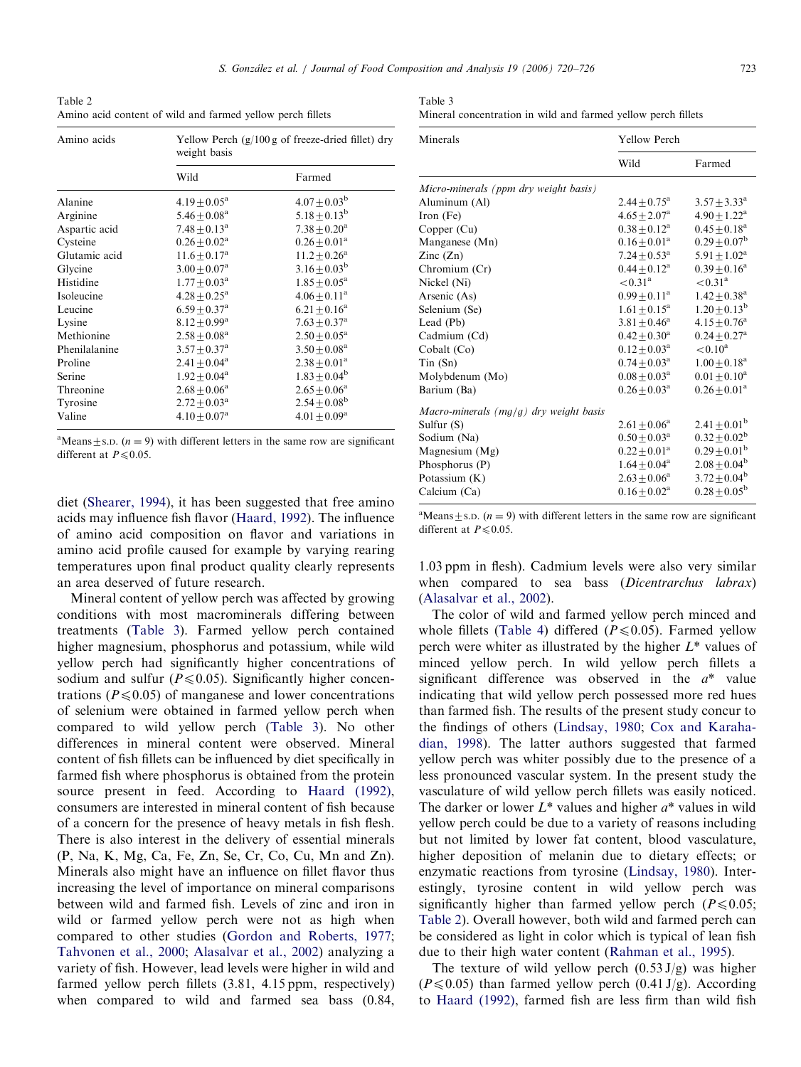Table 2
Amino acid content of wild and farmed yellow perch fillets

| Amino acids | Yellow Perch (g/100 g of freeze-dried fillet) dry weight basis | |
|---|---|---|
| | Wild | Farmed |
| Alanine | $4.19 \pm 0.05^a$ | $4.07 \pm 0.03^b$ |
| Arginine | $5.46 \pm 0.08^a$ | $5.18 \pm 0.13^b$ |
| Aspartic acid | $7.48 \pm 0.13^a$ | $7.38 \pm 0.20^a$ |
| Cysteine | $0.26 \pm 0.02^a$ | $0.26 \pm 0.01^a$ |
| Glutamic acid | $11.6 \pm 0.17^a$ | $11.2 \pm 0.26^a$ |
| Glycine | $3.00 \pm 0.07^a$ | $3.16 \pm 0.03^b$ |
| Histidine | $1.77 \pm 0.03^a$ | $1.85 \pm 0.05^a$ |
| Isoleucine | $4.28 \pm 0.25^a$ | $4.06 \pm 0.11^a$ |
| Leucine | $6.59 \pm 0.37^a$ | $6.21 \pm 0.16^a$ |
| Lysine | $8.12 \pm 0.99^a$ | $7.63 \pm 0.37^a$ |
| Methionine | $2.58 \pm 0.08^a$ | $2.50 \pm 0.05^a$ |
| Phenilalanine | $3.57 \pm 0.37^a$ | $3.50 \pm 0.08^a$ |
| Proline | $2.41 \pm 0.04^a$ | $2.38 \pm 0.01^a$ |
| Serine | $1.92 \pm 0.04^a$ | $1.83 \pm 0.04^b$ |
| Threonine | $2.68 \pm 0.06^a$ | $2.65 \pm 0.06^a$ |
| Tyrosine | $2.72 \pm 0.03^a$ | $2.54 \pm 0.08^b$ |
| Valine | $4.10 \pm 0.07^a$ | $4.01 \pm 0.09^a$ |

[a]Means ± S.D. ($n = 9$) with different letters in the same row are significant different at $P \leqslant 0.05$.

Table 3
Mineral concentration in wild and farmed yellow perch fillets

| Minerals | Yellow Perch | |
|---|---|---|
| | Wild | Farmed |
| *Micro-minerals (ppm dry weight basis)* | | |
| Aluminum (Al) | $2.44 \pm 0.75^a$ | $3.57 \pm 3.33^a$ |
| Iron (Fe) | $4.65 \pm 2.07^a$ | $4.90 \pm 1.22^a$ |
| Copper (Cu) | $0.38 \pm 0.12^a$ | $0.45 \pm 0.18^a$ |
| Manganese (Mn) | $0.16 \pm 0.01^a$ | $0.29 \pm 0.07^b$ |
| Zinc (Zn) | $7.24 \pm 0.53^a$ | $5.91 \pm 1.02^a$ |
| Chromium (Cr) | $0.44 \pm 0.12^a$ | $0.39 \pm 0.16^a$ |
| Nickel (Ni) | $<0.31^a$ | $<0.31^a$ |
| Arsenic (As) | $0.99 \pm 0.11^a$ | $1.42 \pm 0.38^a$ |
| Selenium (Se) | $1.61 \pm 0.15^a$ | $1.20 \pm 0.13^b$ |
| Lead (Pb) | $3.81 \pm 0.46^a$ | $4.15 \pm 0.76^a$ |
| Cadmium (Cd) | $0.42 \pm 0.30^a$ | $0.24 \pm 0.27^a$ |
| Cobalt (Co) | $0.12 \pm 0.03^a$ | $<0.10^a$ |
| Tin (Sn) | $0.74 \pm 0.03^a$ | $1.00 \pm 0.18^a$ |
| Molybdenum (Mo) | $0.08 \pm 0.03^a$ | $0.01 \pm 0.10^a$ |
| Barium (Ba) | $0.26 \pm 0.03^a$ | $0.26 \pm 0.01^a$ |
| *Macro-minerals (mg/g) dry weight basis* | | |
| Sulfur (S) | $2.61 \pm 0.06^a$ | $2.41 \pm 0.01^b$ |
| Sodium (Na) | $0.50 \pm 0.03^a$ | $0.32 \pm 0.02^b$ |
| Magnesium (Mg) | $0.22 \pm 0.01^a$ | $0.29 \pm 0.01^b$ |
| Phosphorus (P) | $1.64 \pm 0.04^a$ | $2.08 \pm 0.04^b$ |
| Potassium (K) | $2.63 \pm 0.06^a$ | $3.72 \pm 0.04^b$ |
| Calcium (Ca) | $0.16 \pm 0.02^a$ | $0.28 \pm 0.05^b$ |

[a]Means ± S.D. ($n = 9$) with different letters in the same row are significant different at $P \leqslant 0.05$.

diet (Shearer, 1994), it has been suggested that free amino acids may influence fish flavor (Haard, 1992). The influence of amino acid composition on flavor and variations in amino acid profile caused for example by varying rearing temperatures upon final product quality clearly represents an area deserved of future research.

Mineral content of yellow perch was affected by growing conditions with most macrominerals differing between treatments (Table 3). Farmed yellow perch contained higher magnesium, phosphorus and potassium, while wild yellow perch had significantly higher concentrations of sodium and sulfur ($P \leqslant 0.05$). Significantly higher concentrations ($P \leqslant 0.05$) of manganese and lower concentrations of selenium were obtained in farmed yellow perch when compared to wild yellow perch (Table 3). No other differences in mineral content were observed. Mineral content of fish fillets can be influenced by diet specifically in farmed fish where phosphorus is obtained from the protein source present in feed. According to Haard (1992), consumers are interested in mineral content of fish because of a concern for the presence of heavy metals in fish flesh. There is also interest in the delivery of essential minerals (P, Na, K, Mg, Ca, Fe, Zn, Se, Cr, Co, Cu, Mn and Zn). Minerals also might have an influence on fillet flavor thus increasing the level of importance on mineral comparisons between wild and farmed fish. Levels of zinc and iron in wild or farmed yellow perch were not as high when compared to other studies (Gordon and Roberts, 1977; Tahvonen et al., 2000; Alasalvar et al., 2002) analyzing a variety of fish. However, lead levels were higher in wild and farmed yellow perch fillets (3.81, 4.15 ppm, respectively) when compared to wild and farmed sea bass (0.84, 1.03 ppm in flesh). Cadmium levels were also very similar when compared to sea bass (*Dicentrarchus labrax*) (Alasalvar et al., 2002).

The color of wild and farmed yellow perch minced and whole fillets (Table 4) differed ($P \leqslant 0.05$). Farmed yellow perch were whiter as illustrated by the higher $L^*$ values of minced yellow perch. In wild yellow perch fillets a significant difference was observed in the $a^*$ value indicating that wild yellow perch possessed more red hues than farmed fish. The results of the present study concur to the findings of others (Lindsay, 1980; Cox and Karahadian, 1998). The latter authors suggested that farmed yellow perch was whiter possibly due to the presence of a less pronounced vascular system. In the present study the vasculature of wild yellow perch fillets was easily noticed. The darker or lower $L^*$ values and higher $a^*$ values in wild yellow perch could be due to a variety of reasons including but not limited by lower fat content, blood vasculature, higher deposition of melanin due to dietary effects; or enzymatic reactions from tyrosine (Lindsay, 1980). Interestingly, tyrosine content in wild yellow perch was significantly higher than farmed yellow perch ($P \leqslant 0.05$; Table 2). Overall however, both wild and farmed perch can be considered as light in color which is typical of lean fish due to their high water content (Rahman et al., 1995).

The texture of wild yellow perch (0.53 J/g) was higher ($P \leqslant 0.05$) than farmed yellow perch (0.41 J/g). According to Haard (1992), farmed fish are less firm than wild fish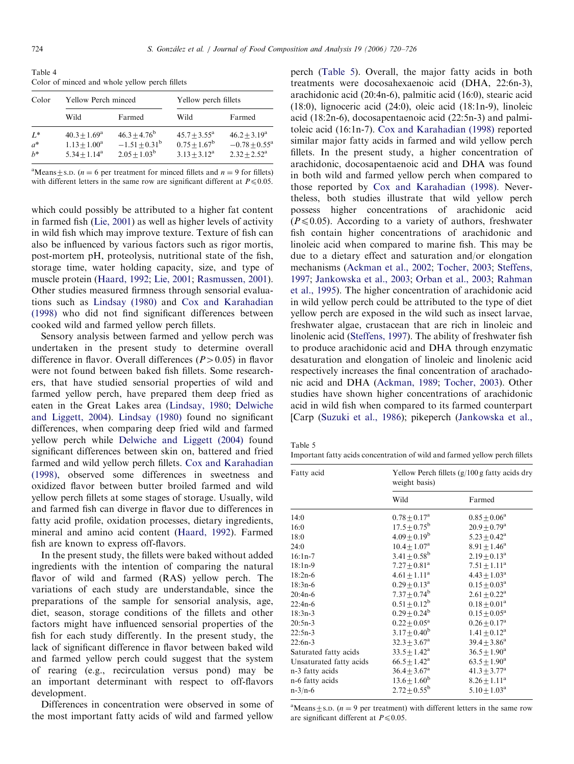Table 4
Color of minced and whole yellow perch fillets

| Color | Yellow Perch minced | | Yellow perch fillets | |
|---|---|---|---|---|
| | Wild | Farmed | Wild | Farmed |
| $L^*$ | $40.3 \pm 1.69^a$ | $46.3 \pm 4.76^b$ | $45.7 \pm 3.55^a$ | $46.2 \pm 3.19^a$ |
| $a^*$ | $1.13 \pm 1.00^a$ | $-1.51 \pm 0.31^b$ | $0.75 \pm 1.67^b$ | $-0.78 \pm 0.55^a$ |
| $b^*$ | $5.34 \pm 1.14^a$ | $2.05 \pm 1.03^b$ | $3.13 \pm 3.12^a$ | $2.32 \pm 2.52^a$ |

[a]Means ± S.D. ($n = 6$ per treatment for minced fillets and $n = 9$ for fillets) with different letters in the same row are significant different at $P \leq 0.05$.

which could possibly be attributed to a higher fat content in farmed fish (Lie, 2001) as well as higher levels of activity in wild fish which may improve texture. Texture of fish can also be influenced by various factors such as rigor mortis, post-mortem pH, proteolysis, nutritional state of the fish, storage time, water holding capacity, size, and type of muscle protein (Haard, 1992; Lie, 2001; Rasmussen, 2001). Other studies measured firmness through sensorial evaluations such as Lindsay (1980) and Cox and Karahadian (1998) who did not find significant differences between cooked wild and farmed yellow perch fillets.

Sensory analysis between farmed and yellow perch was undertaken in the present study to determine overall difference in flavor. Overall differences ($P > 0.05$) in flavor were not found between baked fish fillets. Some researchers, that have studied sensorial properties of wild and farmed yellow perch, have prepared them deep fried as eaten in the Great Lakes area (Lindsay, 1980; Delwiche and Liggett, 2004). Lindsay (1980) found no significant differences, when comparing deep fried wild and farmed yellow perch while Delwiche and Liggett (2004) found significant differences between skin on, battered and fried farmed and wild yellow perch fillets. Cox and Karahadian (1998), observed some differences in sweetness and oxidized flavor between butter broiled farmed and wild yellow perch fillets at some stages of storage. Usually, wild and farmed fish can diverge in flavor due to differences in fatty acid profile, oxidation processes, dietary ingredients, mineral and amino acid content (Haard, 1992). Farmed fish are known to express off-flavors.

In the present study, the fillets were baked without added ingredients with the intention of comparing the natural flavor of wild and farmed (RAS) yellow perch. The variations of each study are understandable, since the preparations of the sample for sensorial analysis, age, diet, season, storage conditions of the fillets and other factors might have influenced sensorial properties of the fish for each study differently. In the present study, the lack of significant difference in flavor between baked wild and farmed yellow perch could suggest that the system of rearing (e.g., recirculation versus pond) may be an important determinant with respect to off-flavors development.

Differences in concentration were observed in some of the most important fatty acids of wild and farmed yellow perch (Table 5). Overall, the major fatty acids in both treatments were docosahexaenoic acid (DHA, 22:6n-3), arachidonic acid (20:4n-6), palmitic acid (16:0), stearic acid (18:0), lignoceric acid (24:0), oleic acid (18:1n-9), linoleic acid (18:2n-6), docosapentaenoic acid (22:5n-3) and palmitoleic acid (16:1n-7). Cox and Karahadian (1998) reported similar major fatty acids in farmed and wild yellow perch fillets. In the present study, a higher concentration of arachidonic, docosapentaenoic acid and DHA was found in both wild and farmed yellow perch when compared to those reported by Cox and Karahadian (1998). Nevertheless, both studies illustrate that wild yellow perch possess higher concentrations of arachidonic acid ($P \leq 0.05$). According to a variety of authors, freshwater fish contain higher concentrations of arachidonic and linoleic acid when compared to marine fish. This may be due to a dietary effect and saturation and/or elongation mechanisms (Ackman et al., 2002; Tocher, 2003; Steffens, 1997; Jankowska et al., 2003; Orban et al., 2003; Rahman et al., 1995). The higher concentration of arachidonic acid in wild yellow perch could be attributed to the type of diet yellow perch are exposed in the wild such as insect larvae, freshwater algae, crustacean that are rich in linoleic and linolenic acid (Steffens, 1997). The ability of freshwater fish to produce arachidonic acid and DHA through enzymatic desaturation and elongation of linoleic and linolenic acid respectively increases the final concentration of arachadonic acid and DHA (Ackman, 1989; Tocher, 2003). Other studies have shown higher concentrations of arachidonic acid in wild fish when compared to its farmed counterpart [Carp (Suzuki et al., 1986); pikeperch (Jankowska et al.,

Table 5
Important fatty acids concentration of wild and farmed yellow perch fillets

| Fatty acid | Yellow Perch fillets (g/100 g fatty acids dry weight basis) | |
|---|---|---|
| | Wild | Farmed |
| 14:0 | $0.78 \pm 0.17^a$ | $0.85 \pm 0.06^a$ |
| 16:0 | $17.5 \pm 0.75^b$ | $20.9 \pm 0.79^a$ |
| 18:0 | $4.09 \pm 0.19^b$ | $5.23 \pm 0.42^a$ |
| 24:0 | $10.4 \pm 1.07^a$ | $8.91 \pm 1.46^a$ |
| 16:1n-7 | $3.41 \pm 0.58^b$ | $2.19 \pm 0.13^a$ |
| 18:1n-9 | $7.27 \pm 0.81^a$ | $7.51 \pm 1.11^a$ |
| 18:2n-6 | $4.61 \pm 1.11^a$ | $4.43 \pm 1.03^a$ |
| 18:3n-6 | $0.29 \pm 0.13^a$ | $0.15 \pm 0.03^a$ |
| 20:4n-6 | $7.37 \pm 0.74^b$ | $2.61 \pm 0.22^a$ |
| 22:4n-6 | $0.51 \pm 0.12^b$ | $0.18 \pm 0.01^a$ |
| 18:3n-3 | $0.29 \pm 0.24^b$ | $0.15 \pm 0.05^a$ |
| 20:5n-3 | $0.22 \pm 0.05^a$ | $0.26 \pm 0.17^a$ |
| 22:5n-3 | $3.17 \pm 0.40^b$ | $1.41 \pm 0.12^a$ |
| 22:6n-3 | $32.3 \pm 3.67^a$ | $39.4 \pm 3.86^a$ |
| Saturated fatty acids | $33.5 \pm 1.42^a$ | $36.5 \pm 1.90^a$ |
| Unsaturated fatty acids | $66.5 \pm 1.42^a$ | $63.5 \pm 1.90^a$ |
| n-3 fatty acids | $36.4 \pm 3.67^a$ | $41.3 \pm 3.77^a$ |
| n-6 fatty acids | $13.6 \pm 1.60^b$ | $8.26 \pm 1.11^a$ |
| n-3/n-6 | $2.72 \pm 0.55^b$ | $5.10 \pm 1.03^a$ |

[a]Means ± S.D. ($n = 9$ per treatment) with different letters in the same row are significant different at $P \leq 0.05$.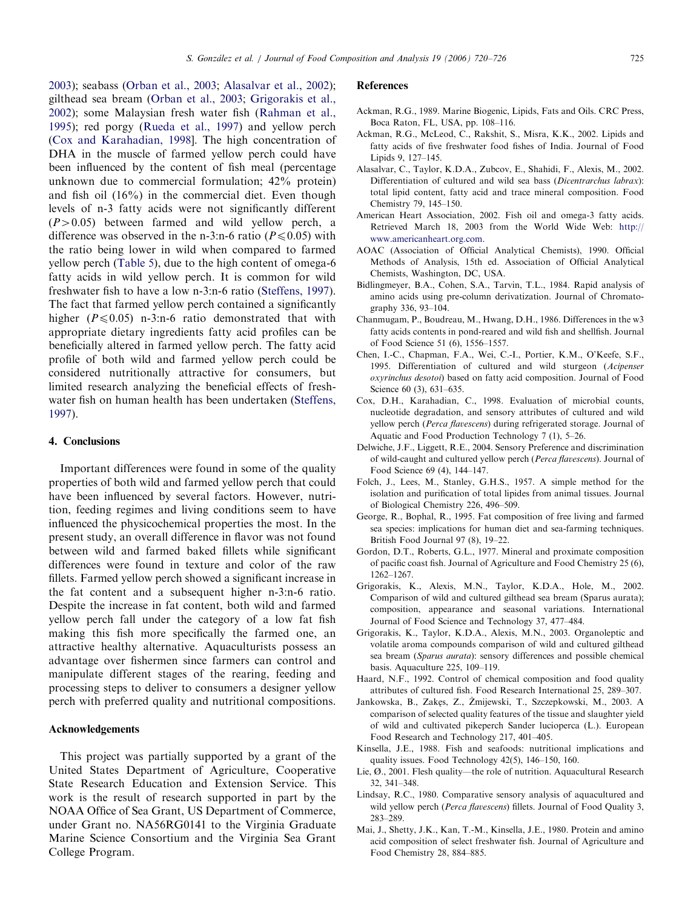2003); seabass (Orban et al., 2003; Alasalvar et al., 2002); gilthead sea bream (Orban et al., 2003; Grigorakis et al., 2002); some Malaysian fresh water fish (Rahman et al., 1995); red porgy (Rueda et al., 1997) and yellow perch (Cox and Karahadian, 1998]. The high concentration of DHA in the muscle of farmed yellow perch could have been influenced by the content of fish meal (percentage unknown due to commercial formulation; 42% protein) and fish oil (16%) in the commercial diet. Even though levels of n-3 fatty acids were not significantly different ($P>0.05$) between farmed and wild yellow perch, a difference was observed in the n-3:n-6 ratio ($P\leqslant 0.05$) with the ratio being lower in wild when compared to farmed yellow perch (Table 5), due to the high content of omega-6 fatty acids in wild yellow perch. It is common for wild freshwater fish to have a low n-3:n-6 ratio (Steffens, 1997). The fact that farmed yellow perch contained a significantly higher ($P\leqslant 0.05$) n-3:n-6 ratio demonstrated that with appropriate dietary ingredients fatty acid profiles can be beneficially altered in farmed yellow perch. The fatty acid profile of both wild and farmed yellow perch could be considered nutritionally attractive for consumers, but limited research analyzing the beneficial effects of freshwater fish on human health has been undertaken (Steffens, 1997).

## 4. Conclusions

Important differences were found in some of the quality properties of both wild and farmed yellow perch that could have been influenced by several factors. However, nutrition, feeding regimes and living conditions seem to have influenced the physicochemical properties the most. In the present study, an overall difference in flavor was not found between wild and farmed baked fillets while significant differences were found in texture and color of the raw fillets. Farmed yellow perch showed a significant increase in the fat content and a subsequent higher n-3:n-6 ratio. Despite the increase in fat content, both wild and farmed yellow perch fall under the category of a low fat fish making this fish more specifically the farmed one, an attractive healthy alternative. Aquaculturists possess an advantage over fishermen since farmers can control and manipulate different stages of the rearing, feeding and processing steps to deliver to consumers a designer yellow perch with preferred quality and nutritional compositions.

## Acknowledgements

This project was partially supported by a grant of the United States Department of Agriculture, Cooperative State Research Education and Extension Service. This work is the result of research supported in part by the NOAA Office of Sea Grant, US Department of Commerce, under Grant no. NA56RG0141 to the Virginia Graduate Marine Science Consortium and the Virginia Sea Grant College Program.

## References

Ackman, R.G., 1989. Marine Biogenic, Lipids, Fats and Oils. CRC Press, Boca Raton, FL, USA, pp. 108–116.

Ackman, R.G., McLeod, C., Rakshit, S., Misra, K.K., 2002. Lipids and fatty acids of five freshwater food fishes of India. Journal of Food Lipids 9, 127–145.

Alasalvar, C., Taylor, K.D.A., Zubcov, E., Shahidi, F., Alexis, M., 2002. Differentiation of cultured and wild sea bass (*Dicentrarchus labrax*): total lipid content, fatty acid and trace mineral composition. Food Chemistry 79, 145–150.

American Heart Association, 2002. Fish oil and omega-3 fatty acids. Retrieved March 18, 2003 from the World Wide Web: http://www.americanheart.org.com.

AOAC (Association of Official Analytical Chemists), 1990. Official Methods of Analysis, 15th ed. Association of Official Analytical Chemists, Washington, DC, USA.

Bidlingmeyer, B.A., Cohen, S.A., Tarvin, T.L., 1984. Rapid analysis of amino acids using pre-column derivatization. Journal of Chromatography 336, 93–104.

Chanmugam, P., Boudreau, M., Hwang, D.H., 1986. Differences in the w3 fatty acids contents in pond-reared and wild fish and shellfish. Journal of Food Science 51 (6), 1556–1557.

Chen, I.-C., Chapman, F.A., Wei, C.-I., Portier, K.M., O'Keefe, S.F., 1995. Differentiation of cultured and wild sturgeon (*Acipenser oxyrinchus desotoi*) based on fatty acid composition. Journal of Food Science 60 (3), 631–635.

Cox, D.H., Karahadian, C., 1998. Evaluation of microbial counts, nucleotide degradation, and sensory attributes of cultured and wild yellow perch (*Perca flavescens*) during refrigerated storage. Journal of Aquatic and Food Production Technology 7 (1), 5–26.

Delwiche, J.F., Liggett, R.E., 2004. Sensory Preference and discrimination of wild-caught and cultured yellow perch (*Perca flavescens*). Journal of Food Science 69 (4), 144–147.

Folch, J., Lees, M., Stanley, G.H.S., 1957. A simple method for the isolation and purification of total lipides from animal tissues. Journal of Biological Chemistry 226, 496–509.

George, R., Bophal, R., 1995. Fat composition of free living and farmed sea species: implications for human diet and sea-farming techniques. British Food Journal 97 (8), 19–22.

Gordon, D.T., Roberts, G.L., 1977. Mineral and proximate composition of pacific coast fish. Journal of Agriculture and Food Chemistry 25 (6), 1262–1267.

Grigorakis, K., Alexis, M.N., Taylor, K.D.A., Hole, M., 2002. Comparison of wild and cultured gilthead sea bream (Sparus aurata); composition, appearance and seasonal variations. International Journal of Food Science and Technology 37, 477–484.

Grigorakis, K., Taylor, K.D.A., Alexis, M.N., 2003. Organoleptic and volatile aroma compounds comparison of wild and cultured gilthead sea bream (*Sparus aurata*): sensory differences and possible chemical basis. Aquaculture 225, 109–119.

Haard, N.F., 1992. Control of chemical composition and food quality attributes of cultured fish. Food Research International 25, 289–307.

Jankowska, B., Zakęs, Z., Żmijewski, T., Szczepkowski, M., 2003. A comparison of selected quality features of the tissue and slaughter yield of wild and cultivated pikeperch Sander lucioperca (L.). European Food Research and Technology 217, 401–405.

Kinsella, J.E., 1988. Fish and seafoods: nutritional implications and quality issues. Food Technology 42(5), 146–150, 160.

Lie, Ø., 2001. Flesh quality—the role of nutrition. Aquacultural Research 32, 341–348.

Lindsay, R.C., 1980. Comparative sensory analysis of aquacultured and wild yellow perch (*Perca flavescens*) fillets. Journal of Food Quality 3, 283–289.

Mai, J., Shetty, J.K., Kan, T.-M., Kinsella, J.E., 1980. Protein and amino acid composition of select freshwater fish. Journal of Agriculture and Food Chemistry 28, 884–885.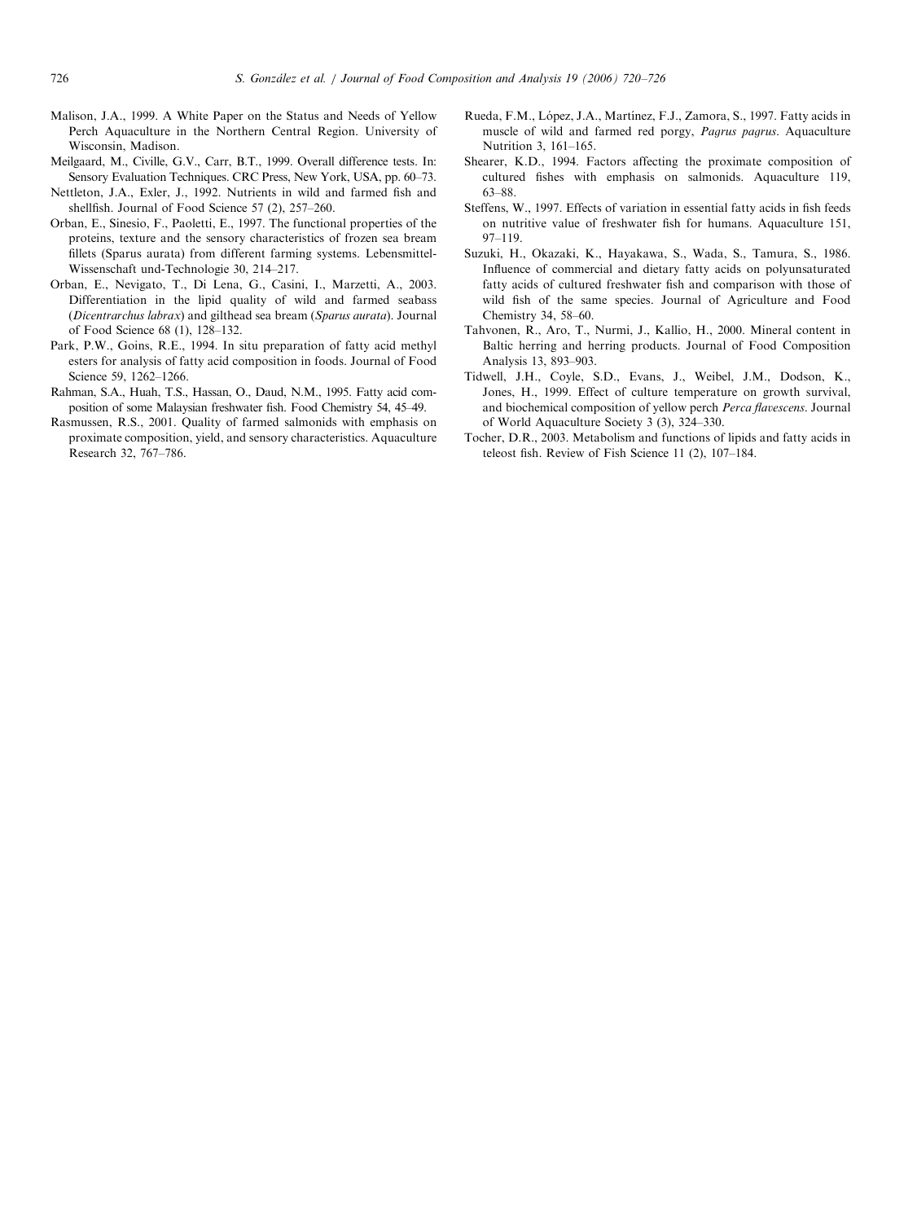Malison, J.A., 1999. A White Paper on the Status and Needs of Yellow Perch Aquaculture in the Northern Central Region. University of Wisconsin, Madison.

Meilgaard, M., Civille, G.V., Carr, B.T., 1999. Overall difference tests. In: Sensory Evaluation Techniques. CRC Press, New York, USA, pp. 60–73.

Nettleton, J.A., Exler, J., 1992. Nutrients in wild and farmed fish and shellfish. Journal of Food Science 57 (2), 257–260.

Orban, E., Sinesio, F., Paoletti, E., 1997. The functional properties of the proteins, texture and the sensory characteristics of frozen sea bream fillets (Sparus aurata) from different farming systems. Lebensmittel-Wissenschaft und-Technologie 30, 214–217.

Orban, E., Nevigato, T., Di Lena, G., Casini, I., Marzetti, A., 2003. Differentiation in the lipid quality of wild and farmed seabass (*Dicentrarchus labrax*) and gilthead sea bream (*Sparus aurata*). Journal of Food Science 68 (1), 128–132.

Park, P.W., Goins, R.E., 1994. In situ preparation of fatty acid methyl esters for analysis of fatty acid composition in foods. Journal of Food Science 59, 1262–1266.

Rahman, S.A., Huah, T.S., Hassan, O., Daud, N.M., 1995. Fatty acid composition of some Malaysian freshwater fish. Food Chemistry 54, 45–49.

Rasmussen, R.S., 2001. Quality of farmed salmonids with emphasis on proximate composition, yield, and sensory characteristics. Aquaculture Research 32, 767–786.

Rueda, F.M., López, J.A., Martínez, F.J., Zamora, S., 1997. Fatty acids in muscle of wild and farmed red porgy, *Pagrus pagrus*. Aquaculture Nutrition 3, 161–165.

Shearer, K.D., 1994. Factors affecting the proximate composition of cultured fishes with emphasis on salmonids. Aquaculture 119, 63–88.

Steffens, W., 1997. Effects of variation in essential fatty acids in fish feeds on nutritive value of freshwater fish for humans. Aquaculture 151, 97–119.

Suzuki, H., Okazaki, K., Hayakawa, S., Wada, S., Tamura, S., 1986. Influence of commercial and dietary fatty acids on polyunsaturated fatty acids of cultured freshwater fish and comparison with those of wild fish of the same species. Journal of Agriculture and Food Chemistry 34, 58–60.

Tahvonen, R., Aro, T., Nurmi, J., Kallio, H., 2000. Mineral content in Baltic herring and herring products. Journal of Food Composition Analysis 13, 893–903.

Tidwell, J.H., Coyle, S.D., Evans, J., Weibel, J.M., Dodson, K., Jones, H., 1999. Effect of culture temperature on growth survival, and biochemical composition of yellow perch *Perca flavescens*. Journal of World Aquaculture Society 3 (3), 324–330.

Tocher, D.R., 2003. Metabolism and functions of lipids and fatty acids in teleost fish. Review of Fish Science 11 (2), 107–184.